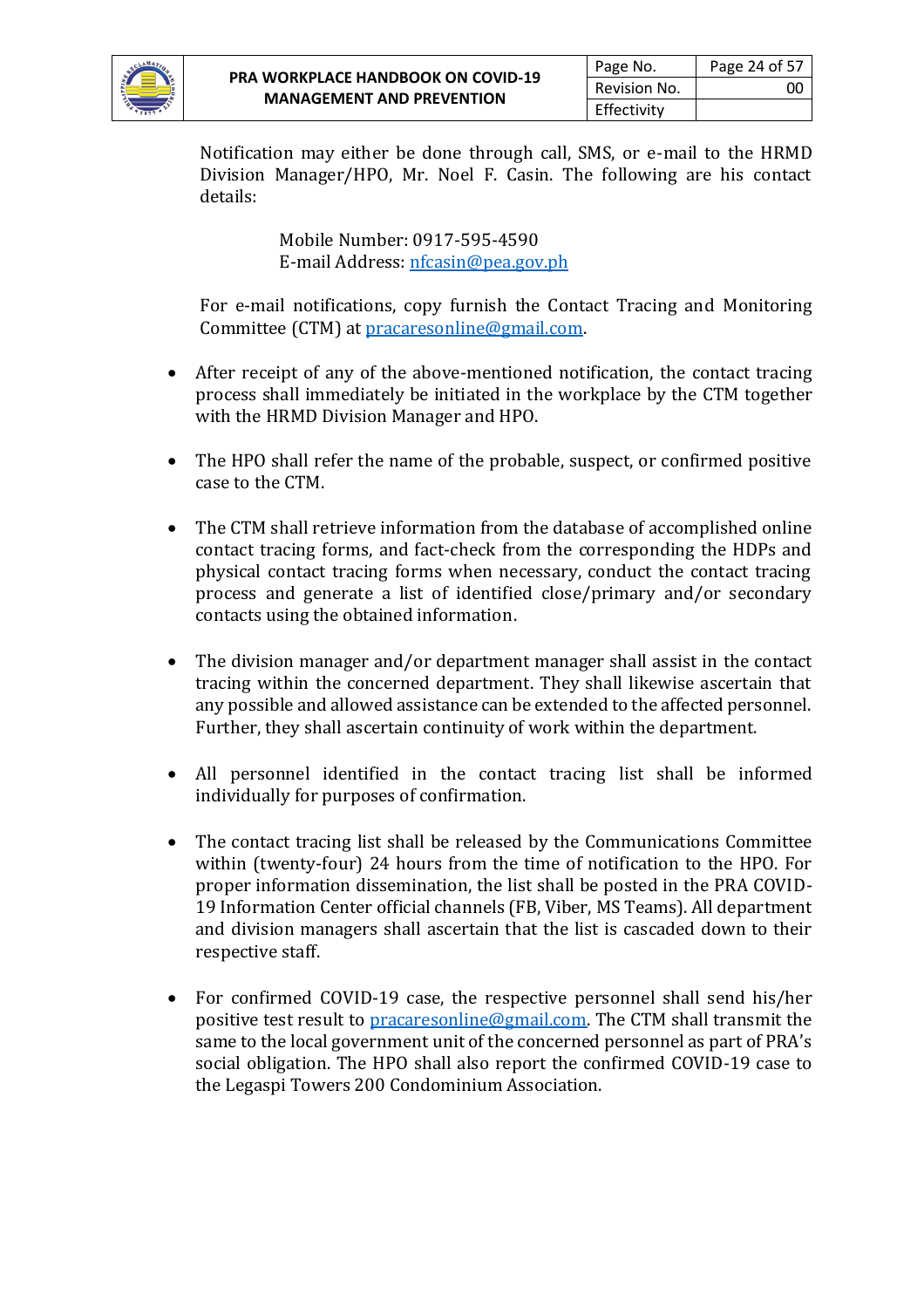Notification may either be done through call, SMS, or e-mail to the HRMD Division Manager/HPO, Mr. Noel F. Casin. The following are his contact details:

Mobile Number: 0917-595-4590
E-mail Address: nfcasin@pea.gov.ph

For e-mail notifications, copy furnish the Contact Tracing and Monitoring Committee (CTM) at pracaresonline@gmail.com.

- After receipt of any of the above-mentioned notification, the contact tracing process shall immediately be initiated in the workplace by the CTM together with the HRMD Division Manager and HPO.

- The HPO shall refer the name of the probable, suspect, or confirmed positive case to the CTM.

- The CTM shall retrieve information from the database of accomplished online contact tracing forms, and fact-check from the corresponding the HDPs and physical contact tracing forms when necessary, conduct the contact tracing process and generate a list of identified close/primary and/or secondary contacts using the obtained information.

- The division manager and/or department manager shall assist in the contact tracing within the concerned department. They shall likewise ascertain that any possible and allowed assistance can be extended to the affected personnel. Further, they shall ascertain continuity of work within the department.

- All personnel identified in the contact tracing list shall be informed individually for purposes of confirmation.

- The contact tracing list shall be released by the Communications Committee within (twenty-four) 24 hours from the time of notification to the HPO. For proper information dissemination, the list shall be posted in the PRA COVID-19 Information Center official channels (FB, Viber, MS Teams). All department and division managers shall ascertain that the list is cascaded down to their respective staff.

- For confirmed COVID-19 case, the respective personnel shall send his/her positive test result to pracaresonline@gmail.com. The CTM shall transmit the same to the local government unit of the concerned personnel as part of PRA's social obligation. The HPO shall also report the confirmed COVID-19 case to the Legaspi Towers 200 Condominium Association.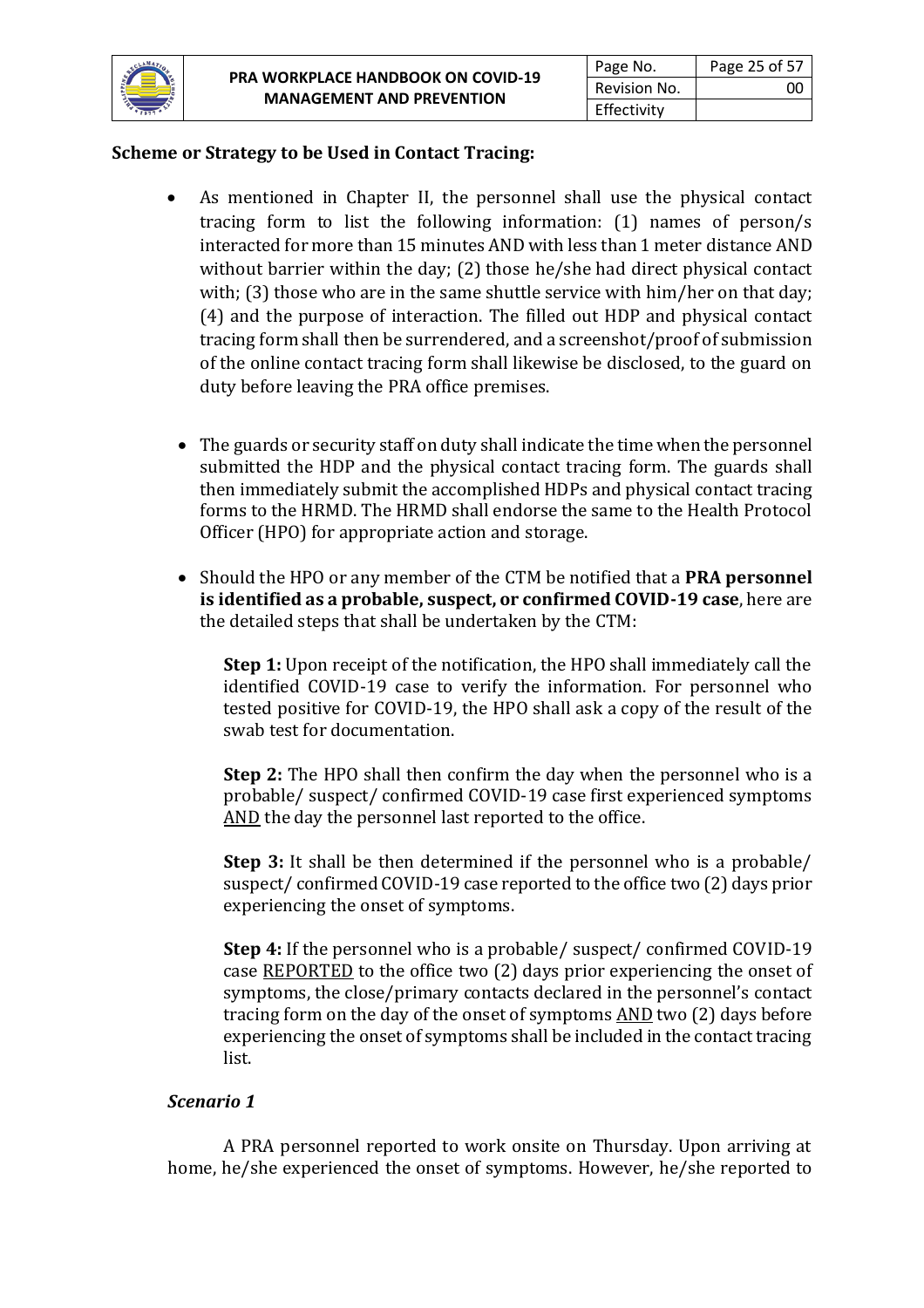**Scheme or Strategy to be Used in Contact Tracing:**

- As mentioned in Chapter II, the personnel shall use the physical contact tracing form to list the following information: (1) names of person/s interacted for more than 15 minutes AND with less than 1 meter distance AND without barrier within the day; (2) those he/she had direct physical contact with; (3) those who are in the same shuttle service with him/her on that day; (4) and the purpose of interaction. The filled out HDP and physical contact tracing form shall then be surrendered, and a screenshot/proof of submission of the online contact tracing form shall likewise be disclosed, to the guard on duty before leaving the PRA office premises.

- The guards or security staff on duty shall indicate the time when the personnel submitted the HDP and the physical contact tracing form. The guards shall then immediately submit the accomplished HDPs and physical contact tracing forms to the HRMD. The HRMD shall endorse the same to the Health Protocol Officer (HPO) for appropriate action and storage.

- Should the HPO or any member of the CTM be notified that a **PRA personnel is identified as a probable, suspect, or confirmed COVID-19 case**, here are the detailed steps that shall be undertaken by the CTM:

  **Step 1:** Upon receipt of the notification, the HPO shall immediately call the identified COVID-19 case to verify the information. For personnel who tested positive for COVID-19, the HPO shall ask a copy of the result of the swab test for documentation.

  **Step 2:** The HPO shall then confirm the day when the personnel who is a probable/ suspect/ confirmed COVID-19 case first experienced symptoms AND the day the personnel last reported to the office.

  **Step 3:** It shall be then determined if the personnel who is a probable/ suspect/ confirmed COVID-19 case reported to the office two (2) days prior experiencing the onset of symptoms.

  **Step 4:** If the personnel who is a probable/ suspect/ confirmed COVID-19 case REPORTED to the office two (2) days prior experiencing the onset of symptoms, the close/primary contacts declared in the personnel's contact tracing form on the day of the onset of symptoms AND two (2) days before experiencing the onset of symptoms shall be included in the contact tracing list.

*Scenario 1*

A PRA personnel reported to work onsite on Thursday. Upon arriving at home, he/she experienced the onset of symptoms. However, he/she reported to